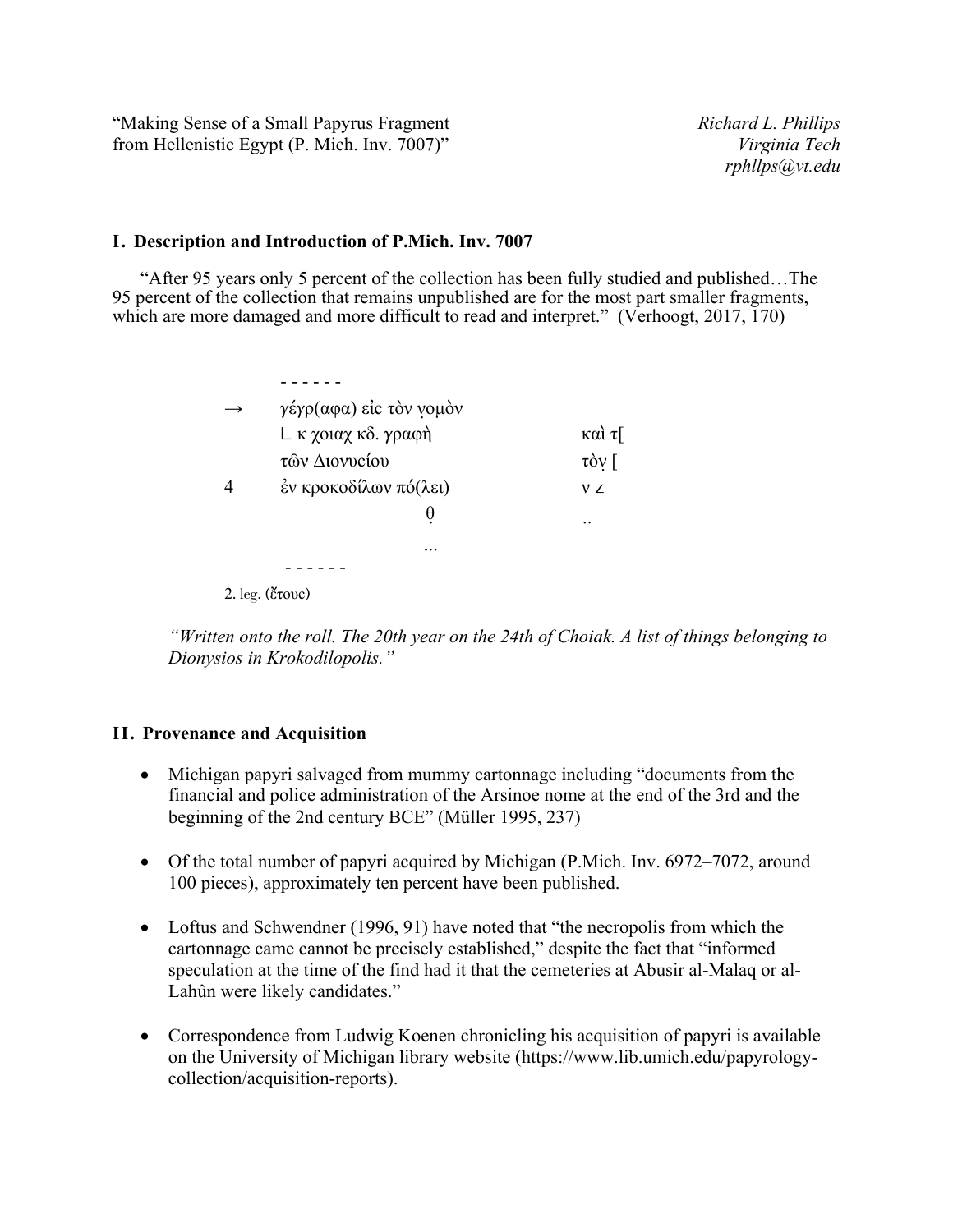“Making Sense of a Small Papyrus Fragment from Hellenistic Egypt (P. Mich. Inv. 7007)”

*Richard L. Phillips*
*Virginia Tech*
*rphllps@vt.edu*

## I. Description and Introduction of P.Mich. Inv. 7007

“After 95 years only 5 percent of the collection has been fully studied and published…The 95 percent of the collection that remains unpublished are for the most part smaller fragments, which are more damaged and more difficult to read and interpret.” (Verhoogt, 2017, 170)

```
        - - - - - -
→       γέγρ(αφα) εἰc τὸν ̣ν̣ομὸν
        L κ χοιαχ κδ. γραφὴ              καὶ τ[
        τῶν Διονυcίου                    τὸ̣ν̣ [
4       ἐν κροκοδίλων πό(λει)            ν ∠
                    θ̣                   ..
                    ...
        - - - - - -
```

2. leg. (ἔτουc)

*“Written onto the roll. The 20th year on the 24th of Choiak. A list of things belonging to Dionysios in Krokodilopolis.”*

## II. Provenance and Acquisition

- Michigan papyri salvaged from mummy cartonnage including “documents from the financial and police administration of the Arsinoe nome at the end of the 3rd and the beginning of the 2nd century BCE” (Müller 1995, 237)
- Of the total number of papyri acquired by Michigan (P.Mich. Inv. 6972–7072, around 100 pieces), approximately ten percent have been published.
- Loftus and Schwendner (1996, 91) have noted that “the necropolis from which the cartonnage came cannot be precisely established,” despite the fact that “informed speculation at the time of the find had it that the cemeteries at Abusir al-Malaq or al-Lahûn were likely candidates.”
- Correspondence from Ludwig Koenen chronicling his acquisition of papyri is available on the University of Michigan library website (https://www.lib.umich.edu/papyrology-collection/acquisition-reports).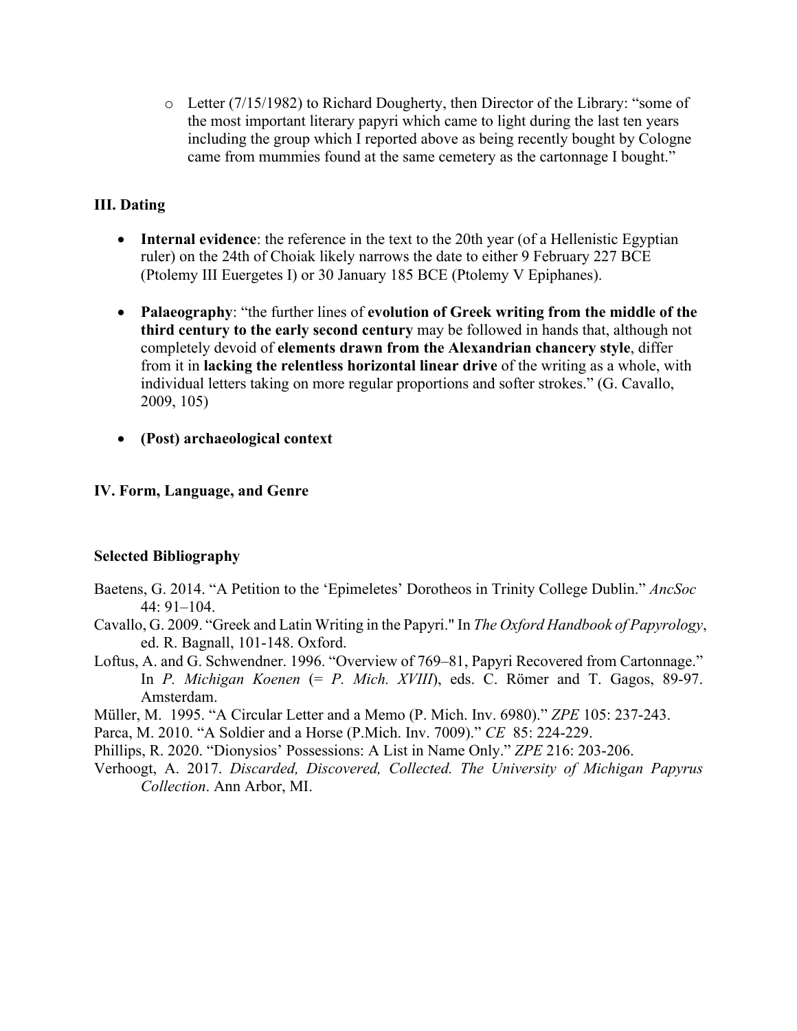- Letter (7/15/1982) to Richard Dougherty, then Director of the Library: "some of the most important literary papyri which came to light during the last ten years including the group which I reported above as being recently bought by Cologne came from mummies found at the same cemetery as the cartonnage I bought."

## III. Dating

- **Internal evidence**: the reference in the text to the 20th year (of a Hellenistic Egyptian ruler) on the 24th of Choiak likely narrows the date to either 9 February 227 BCE (Ptolemy III Euergetes I) or 30 January 185 BCE (Ptolemy V Epiphanes).

- **Palaeography**: "the further lines of **evolution of Greek writing from the middle of the third century to the early second century** may be followed in hands that, although not completely devoid of **elements drawn from the Alexandrian chancery style**, differ from it in **lacking the relentless horizontal linear drive** of the writing as a whole, with individual letters taking on more regular proportions and softer strokes." (G. Cavallo, 2009, 105)

- **(Post) archaeological context**

## IV. Form, Language, and Genre

## Selected Bibliography

Baetens, G. 2014. "A Petition to the 'Epimeletes' Dorotheos in Trinity College Dublin." *AncSoc* 44: 91–104.

Cavallo, G. 2009. "Greek and Latin Writing in the Papyri." In *The Oxford Handbook of Papyrology*, ed. R. Bagnall, 101-148. Oxford.

Loftus, A. and G. Schwendner. 1996. "Overview of 769–81, Papyri Recovered from Cartonnage." In *P. Michigan Koenen* (= *P. Mich. XVIII*), eds. C. Römer and T. Gagos, 89-97. Amsterdam.

Müller, M. 1995. "A Circular Letter and a Memo (P. Mich. Inv. 6980)." *ZPE* 105: 237-243.

Parca, M. 2010. "A Soldier and a Horse (P.Mich. Inv. 7009)." *CE* 85: 224-229.

Phillips, R. 2020. "Dionysios' Possessions: A List in Name Only." *ZPE* 216: 203-206.

Verhoogt, A. 2017. *Discarded, Discovered, Collected. The University of Michigan Papyrus Collection*. Ann Arbor, MI.